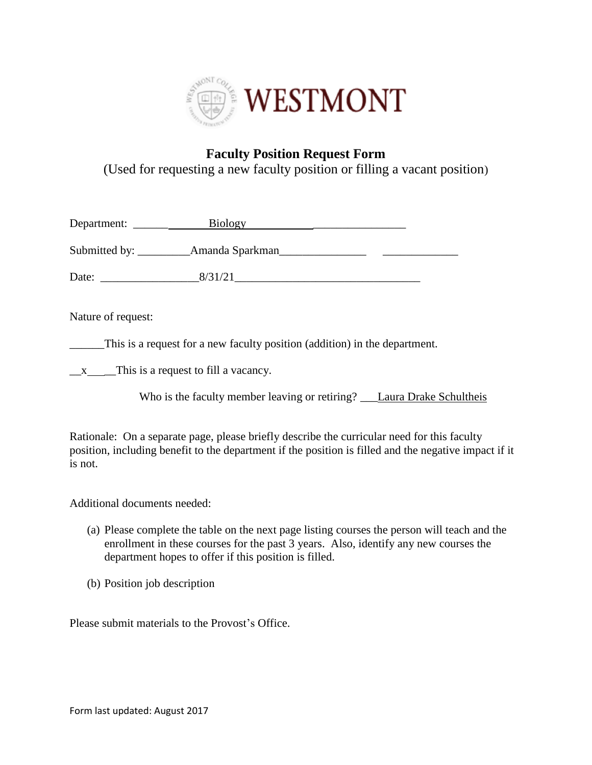WESTMONT

# Faculty Position Request Form

(Used for requesting a new faculty position or filling a vacant position)

Department: Biology

Submitted by: Amanda Sparkman

Date: 8/31/21

Nature of request:

______This is a request for a new faculty position (addition) in the department.

__x____This is a request to fill a vacancy.

Who is the faculty member leaving or retiring? Laura Drake Schultheis

Rationale: On a separate page, please briefly describe the curricular need for this faculty position, including benefit to the department if the position is filled and the negative impact if it is not.

Additional documents needed:

(a) Please complete the table on the next page listing courses the person will teach and the enrollment in these courses for the past 3 years. Also, identify any new courses the department hopes to offer if this position is filled.

(b) Position job description

Please submit materials to the Provost's Office.

Form last updated: August 2017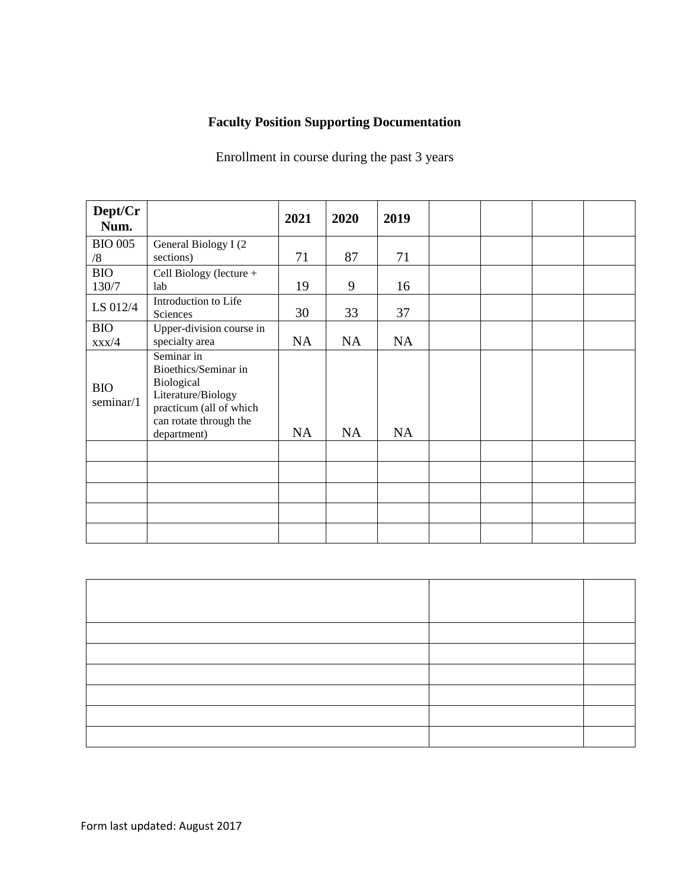**Faculty Position Supporting Documentation**

Enrollment in course during the past 3 years

| Dept/Cr Num. | | 2021 | 2020 | 2019 | | | | |
|---|---|---|---|---|---|---|---|---|
| BIO 005 /8 | General Biology I (2 sections) | 71 | 87 | 71 | | | | |
| BIO 130/7 | Cell Biology (lecture + lab | 19 | 9 | 16 | | | | |
| LS 012/4 | Introduction to Life Sciences | 30 | 33 | 37 | | | | |
| BIO xxx/4 | Upper-division course in specialty area | NA | NA | NA | | | | |
| BIO seminar/1 | Seminar in Bioethics/Seminar in Biological Literature/Biology practicum (all of which can rotate through the department) | NA | NA | NA | | | | |
| | | | | | | | | |
| | | | | | | | | |
| | | | | | | | | |
| | | | | | | | | |
| | | | | | | | | |

| | | |
|---|---|---|
| | | |
| | | |
| | | |
| | | |
| | | |
| | | |

Form last updated: August 2017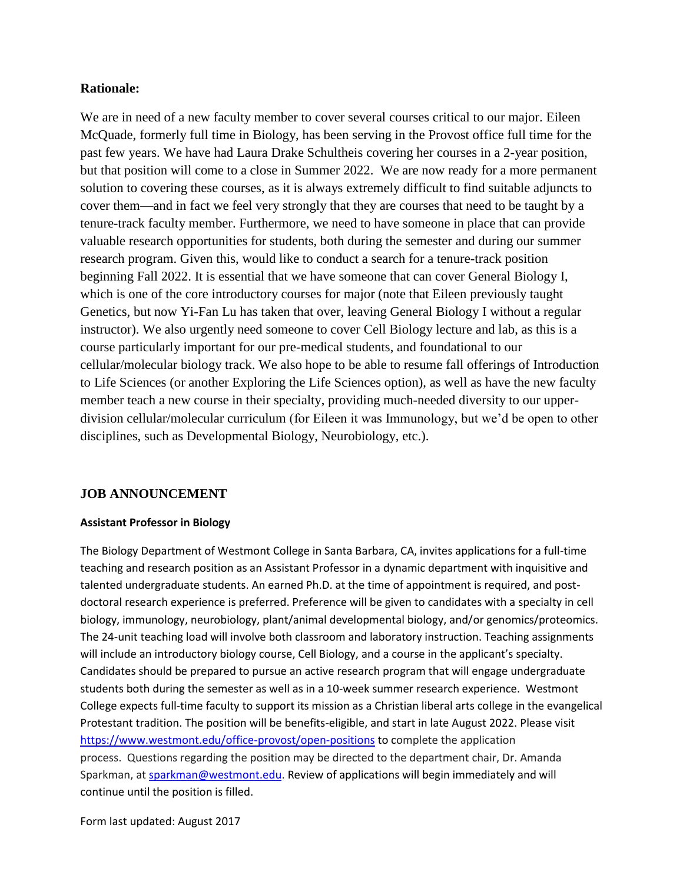**Rationale:**

We are in need of a new faculty member to cover several courses critical to our major. Eileen McQuade, formerly full time in Biology, has been serving in the Provost office full time for the past few years. We have had Laura Drake Schultheis covering her courses in a 2-year position, but that position will come to a close in Summer 2022. We are now ready for a more permanent solution to covering these courses, as it is always extremely difficult to find suitable adjuncts to cover them—and in fact we feel very strongly that they are courses that need to be taught by a tenure-track faculty member. Furthermore, we need to have someone in place that can provide valuable research opportunities for students, both during the semester and during our summer research program. Given this, would like to conduct a search for a tenure-track position beginning Fall 2022. It is essential that we have someone that can cover General Biology I, which is one of the core introductory courses for major (note that Eileen previously taught Genetics, but now Yi-Fan Lu has taken that over, leaving General Biology I without a regular instructor). We also urgently need someone to cover Cell Biology lecture and lab, as this is a course particularly important for our pre-medical students, and foundational to our cellular/molecular biology track. We also hope to be able to resume fall offerings of Introduction to Life Sciences (or another Exploring the Life Sciences option), as well as have the new faculty member teach a new course in their specialty, providing much-needed diversity to our upper-division cellular/molecular curriculum (for Eileen it was Immunology, but we'd be open to other disciplines, such as Developmental Biology, Neurobiology, etc.).

## JOB ANNOUNCEMENT

**Assistant Professor in Biology**

The Biology Department of Westmont College in Santa Barbara, CA, invites applications for a full-time teaching and research position as an Assistant Professor in a dynamic department with inquisitive and talented undergraduate students. An earned Ph.D. at the time of appointment is required, and post-doctoral research experience is preferred. Preference will be given to candidates with a specialty in cell biology, immunology, neurobiology, plant/animal developmental biology, and/or genomics/proteomics. The 24-unit teaching load will involve both classroom and laboratory instruction. Teaching assignments will include an introductory biology course, Cell Biology, and a course in the applicant's specialty. Candidates should be prepared to pursue an active research program that will engage undergraduate students both during the semester as well as in a 10-week summer research experience. Westmont College expects full-time faculty to support its mission as a Christian liberal arts college in the evangelical Protestant tradition. The position will be benefits-eligible, and start in late August 2022. Please visit https://www.westmont.edu/office-provost/open-positions to complete the application process. Questions regarding the position may be directed to the department chair, Dr. Amanda Sparkman, at sparkman@westmont.edu. Review of applications will begin immediately and will continue until the position is filled.

Form last updated: August 2017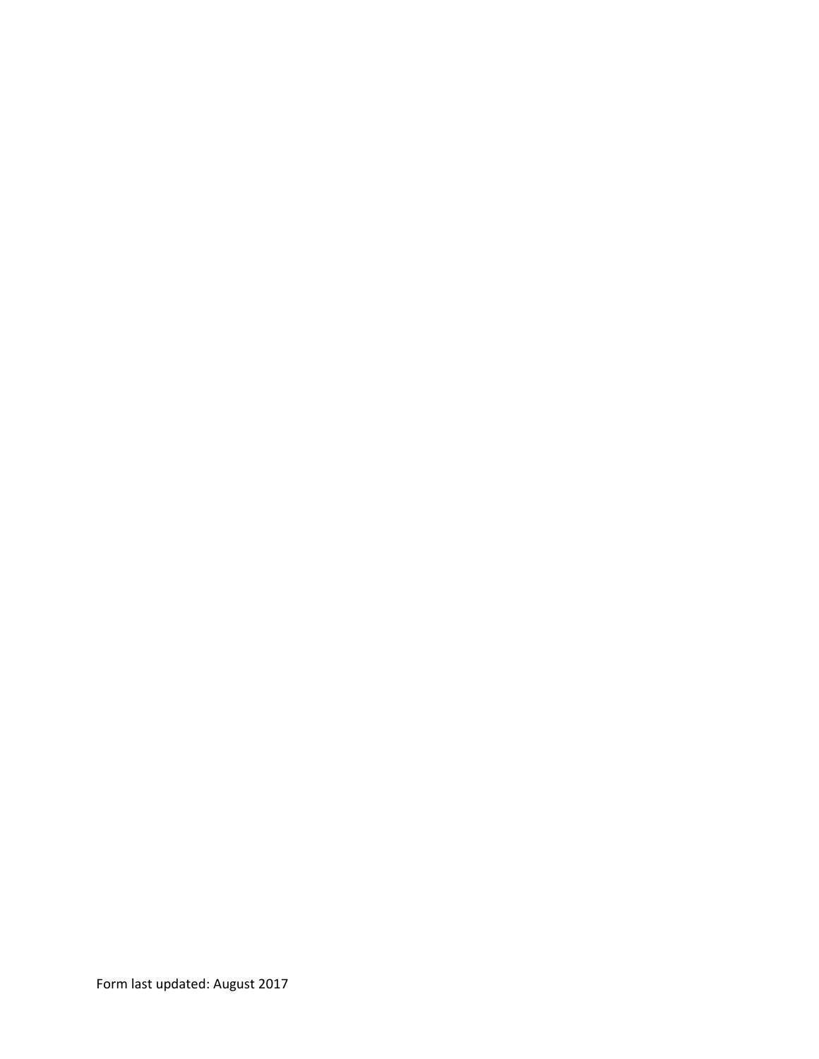Form last updated: August 2017